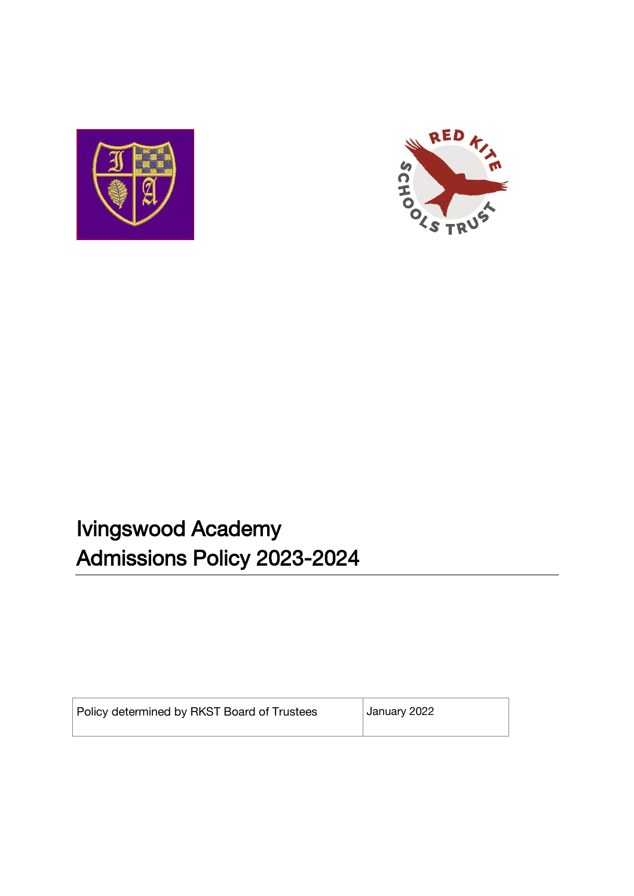# Ivingswood Academy
# Admissions Policy 2023-2024

| Policy determined by RKST Board of Trustees | January 2022 |
| --- | --- |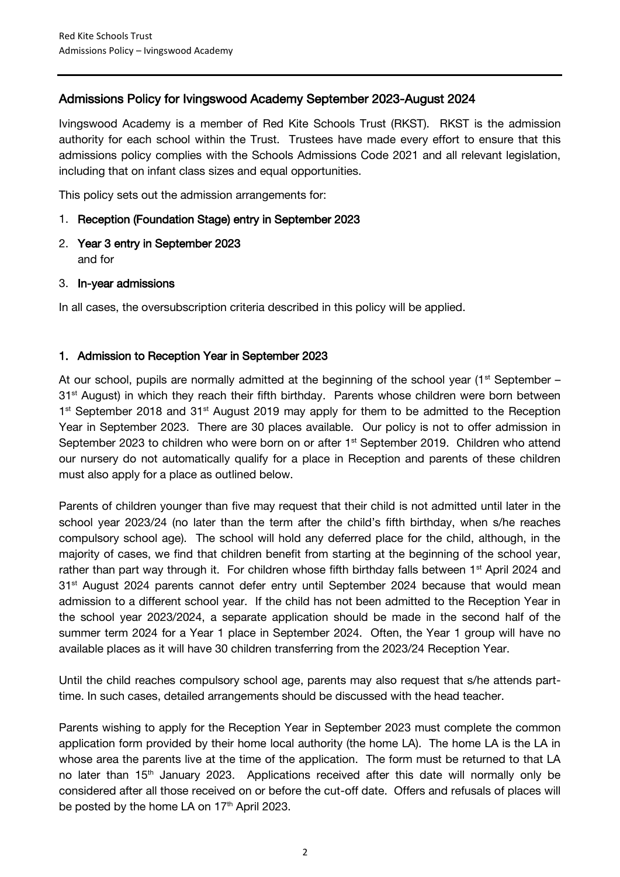## Admissions Policy for Ivingswood Academy September 2023-August 2024

Ivingswood Academy is a member of Red Kite Schools Trust (RKST). RKST is the admission authority for each school within the Trust. Trustees have made every effort to ensure that this admissions policy complies with the Schools Admissions Code 2021 and all relevant legislation, including that on infant class sizes and equal opportunities.

This policy sets out the admission arrangements for:

1. **Reception (Foundation Stage) entry in September 2023**
2. **Year 3 entry in September 2023**
   and for
3. **In-year admissions**

In all cases, the oversubscription criteria described in this policy will be applied.

### 1. Admission to Reception Year in September 2023

At our school, pupils are normally admitted at the beginning of the school year (1st September – 31st August) in which they reach their fifth birthday. Parents whose children were born between 1st September 2018 and 31st August 2019 may apply for them to be admitted to the Reception Year in September 2023. There are 30 places available. Our policy is not to offer admission in September 2023 to children who were born on or after 1st September 2019. Children who attend our nursery do not automatically qualify for a place in Reception and parents of these children must also apply for a place as outlined below.

Parents of children younger than five may request that their child is not admitted until later in the school year 2023/24 (no later than the term after the child's fifth birthday, when s/he reaches compulsory school age). The school will hold any deferred place for the child, although, in the majority of cases, we find that children benefit from starting at the beginning of the school year, rather than part way through it. For children whose fifth birthday falls between 1st April 2024 and 31st August 2024 parents cannot defer entry until September 2024 because that would mean admission to a different school year. If the child has not been admitted to the Reception Year in the school year 2023/2024, a separate application should be made in the second half of the summer term 2024 for a Year 1 place in September 2024. Often, the Year 1 group will have no available places as it will have 30 children transferring from the 2023/24 Reception Year.

Until the child reaches compulsory school age, parents may also request that s/he attends part-time. In such cases, detailed arrangements should be discussed with the head teacher.

Parents wishing to apply for the Reception Year in September 2023 must complete the common application form provided by their home local authority (the home LA). The home LA is the LA in whose area the parents live at the time of the application. The form must be returned to that LA no later than 15th January 2023. Applications received after this date will normally only be considered after all those received on or before the cut-off date. Offers and refusals of places will be posted by the home LA on 17th April 2023.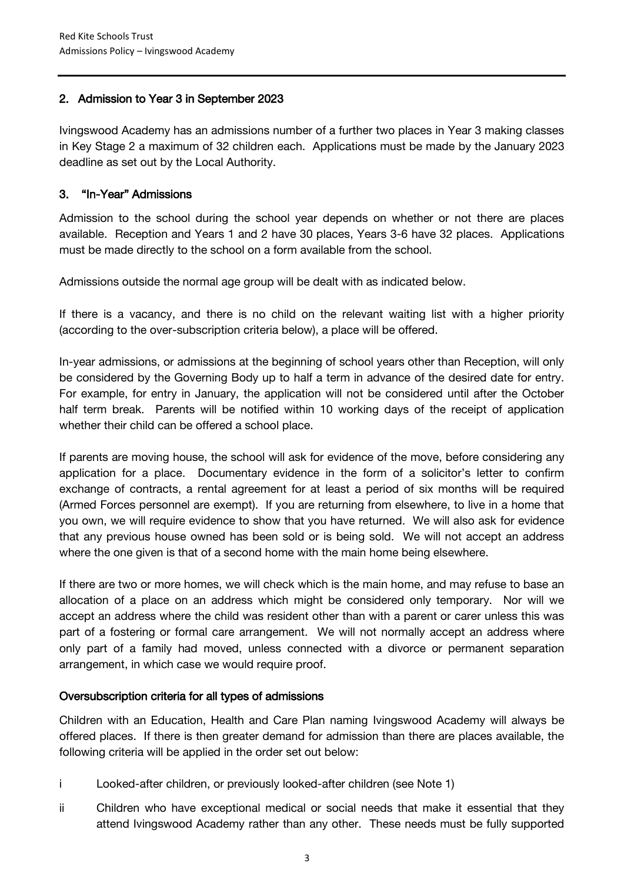## 2. Admission to Year 3 in September 2023

Ivingswood Academy has an admissions number of a further two places in Year 3 making classes in Key Stage 2 a maximum of 32 children each. Applications must be made by the January 2023 deadline as set out by the Local Authority.

## 3. "In-Year" Admissions

Admission to the school during the school year depends on whether or not there are places available. Reception and Years 1 and 2 have 30 places, Years 3-6 have 32 places. Applications must be made directly to the school on a form available from the school.

Admissions outside the normal age group will be dealt with as indicated below.

If there is a vacancy, and there is no child on the relevant waiting list with a higher priority (according to the over-subscription criteria below), a place will be offered.

In-year admissions, or admissions at the beginning of school years other than Reception, will only be considered by the Governing Body up to half a term in advance of the desired date for entry. For example, for entry in January, the application will not be considered until after the October half term break. Parents will be notified within 10 working days of the receipt of application whether their child can be offered a school place.

If parents are moving house, the school will ask for evidence of the move, before considering any application for a place. Documentary evidence in the form of a solicitor's letter to confirm exchange of contracts, a rental agreement for at least a period of six months will be required (Armed Forces personnel are exempt). If you are returning from elsewhere, to live in a home that you own, we will require evidence to show that you have returned. We will also ask for evidence that any previous house owned has been sold or is being sold. We will not accept an address where the one given is that of a second home with the main home being elsewhere.

If there are two or more homes, we will check which is the main home, and may refuse to base an allocation of a place on an address which might be considered only temporary. Nor will we accept an address where the child was resident other than with a parent or carer unless this was part of a fostering or formal care arrangement. We will not normally accept an address where only part of a family had moved, unless connected with a divorce or permanent separation arrangement, in which case we would require proof.

### Oversubscription criteria for all types of admissions

Children with an Education, Health and Care Plan naming Ivingswood Academy will always be offered places. If there is then greater demand for admission than there are places available, the following criteria will be applied in the order set out below:

i Looked-after children, or previously looked-after children (see Note 1)

ii Children who have exceptional medical or social needs that make it essential that they attend Ivingswood Academy rather than any other. These needs must be fully supported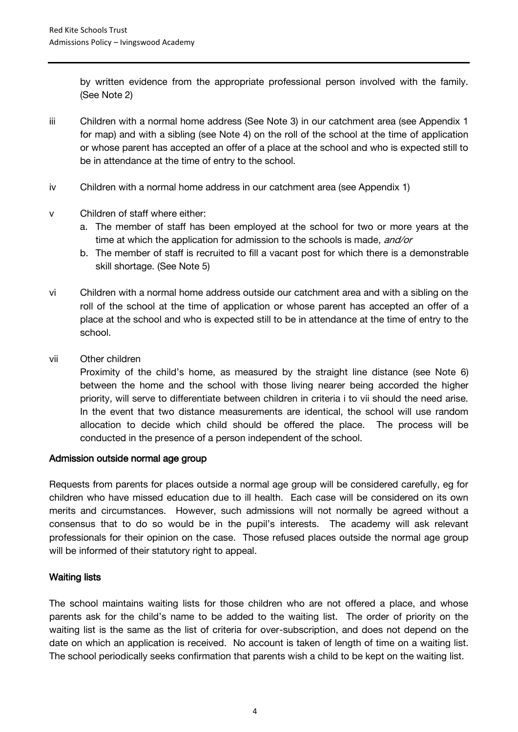by written evidence from the appropriate professional person involved with the family. (See Note 2)

iii Children with a normal home address (See Note 3) in our catchment area (see Appendix 1 for map) and with a sibling (see Note 4) on the roll of the school at the time of application or whose parent has accepted an offer of a place at the school and who is expected still to be in attendance at the time of entry to the school.

iv Children with a normal home address in our catchment area (see Appendix 1)

v Children of staff where either:

a. The member of staff has been employed at the school for two or more years at the time at which the application for admission to the schools is made, *and/or*
b. The member of staff is recruited to fill a vacant post for which there is a demonstrable skill shortage. (See Note 5)

vi Children with a normal home address outside our catchment area and with a sibling on the roll of the school at the time of application or whose parent has accepted an offer of a place at the school and who is expected still to be in attendance at the time of entry to the school.

vii Other children

Proximity of the child's home, as measured by the straight line distance (see Note 6) between the home and the school with those living nearer being accorded the higher priority, will serve to differentiate between children in criteria i to vii should the need arise. In the event that two distance measurements are identical, the school will use random allocation to decide which child should be offered the place. The process will be conducted in the presence of a person independent of the school.

## Admission outside normal age group

Requests from parents for places outside a normal age group will be considered carefully, eg for children who have missed education due to ill health. Each case will be considered on its own merits and circumstances. However, such admissions will not normally be agreed without a consensus that to do so would be in the pupil's interests. The academy will ask relevant professionals for their opinion on the case. Those refused places outside the normal age group will be informed of their statutory right to appeal.

## Waiting lists

The school maintains waiting lists for those children who are not offered a place, and whose parents ask for the child's name to be added to the waiting list. The order of priority on the waiting list is the same as the list of criteria for over-subscription, and does not depend on the date on which an application is received. No account is taken of length of time on a waiting list. The school periodically seeks confirmation that parents wish a child to be kept on the waiting list.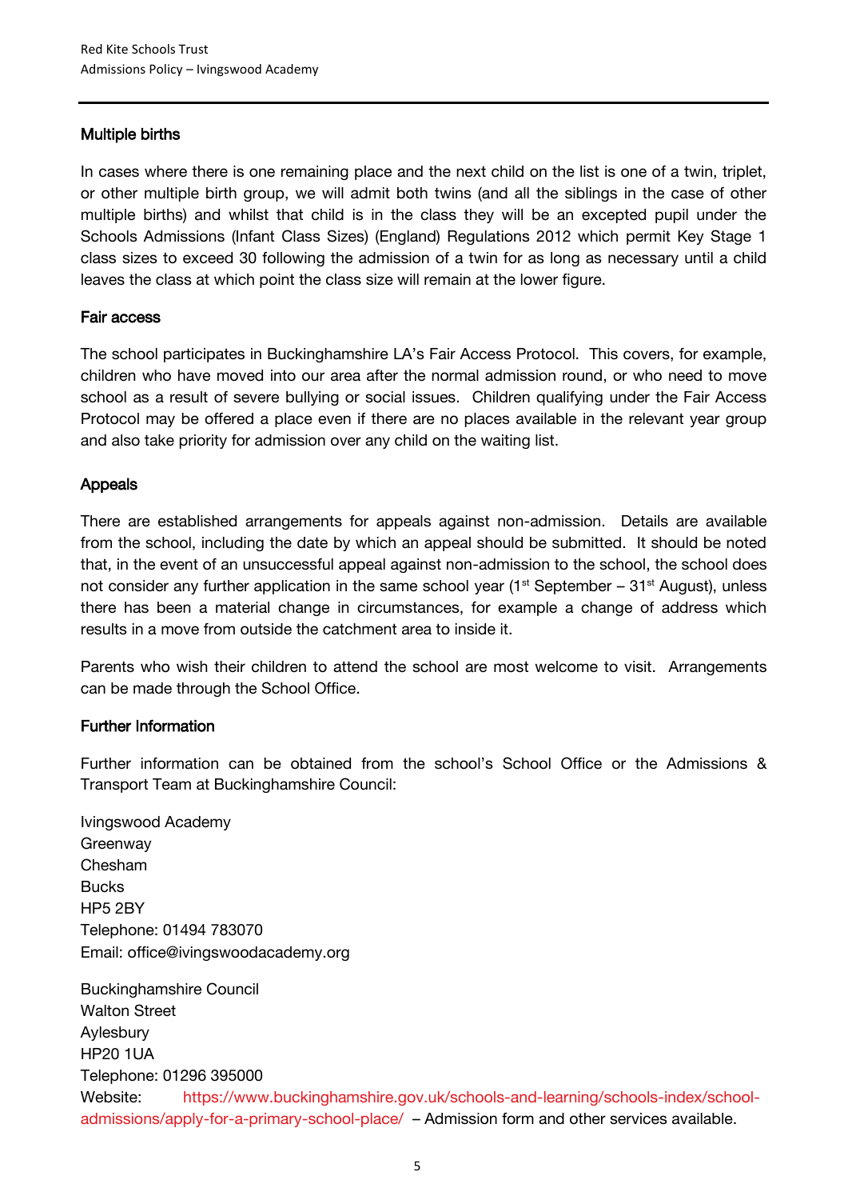### Multiple births

In cases where there is one remaining place and the next child on the list is one of a twin, triplet, or other multiple birth group, we will admit both twins (and all the siblings in the case of other multiple births) and whilst that child is in the class they will be an excepted pupil under the Schools Admissions (Infant Class Sizes) (England) Regulations 2012 which permit Key Stage 1 class sizes to exceed 30 following the admission of a twin for as long as necessary until a child leaves the class at which point the class size will remain at the lower figure.

### Fair access

The school participates in Buckinghamshire LA's Fair Access Protocol. This covers, for example, children who have moved into our area after the normal admission round, or who need to move school as a result of severe bullying or social issues. Children qualifying under the Fair Access Protocol may be offered a place even if there are no places available in the relevant year group and also take priority for admission over any child on the waiting list.

### Appeals

There are established arrangements for appeals against non-admission. Details are available from the school, including the date by which an appeal should be submitted. It should be noted that, in the event of an unsuccessful appeal against non-admission to the school, the school does not consider any further application in the same school year (1st September – 31st August), unless there has been a material change in circumstances, for example a change of address which results in a move from outside the catchment area to inside it.

Parents who wish their children to attend the school are most welcome to visit. Arrangements can be made through the School Office.

### Further Information

Further information can be obtained from the school's School Office or the Admissions & Transport Team at Buckinghamshire Council:

Ivingswood Academy
Greenway
Chesham
Bucks
HP5 2BY
Telephone: 01494 783070
Email: office@ivingswoodacademy.org

Buckinghamshire Council
Walton Street
Aylesbury
HP20 1UA
Telephone: 01296 395000
Website: https://www.buckinghamshire.gov.uk/schools-and-learning/schools-index/school-admissions/apply-for-a-primary-school-place/ – Admission form and other services available.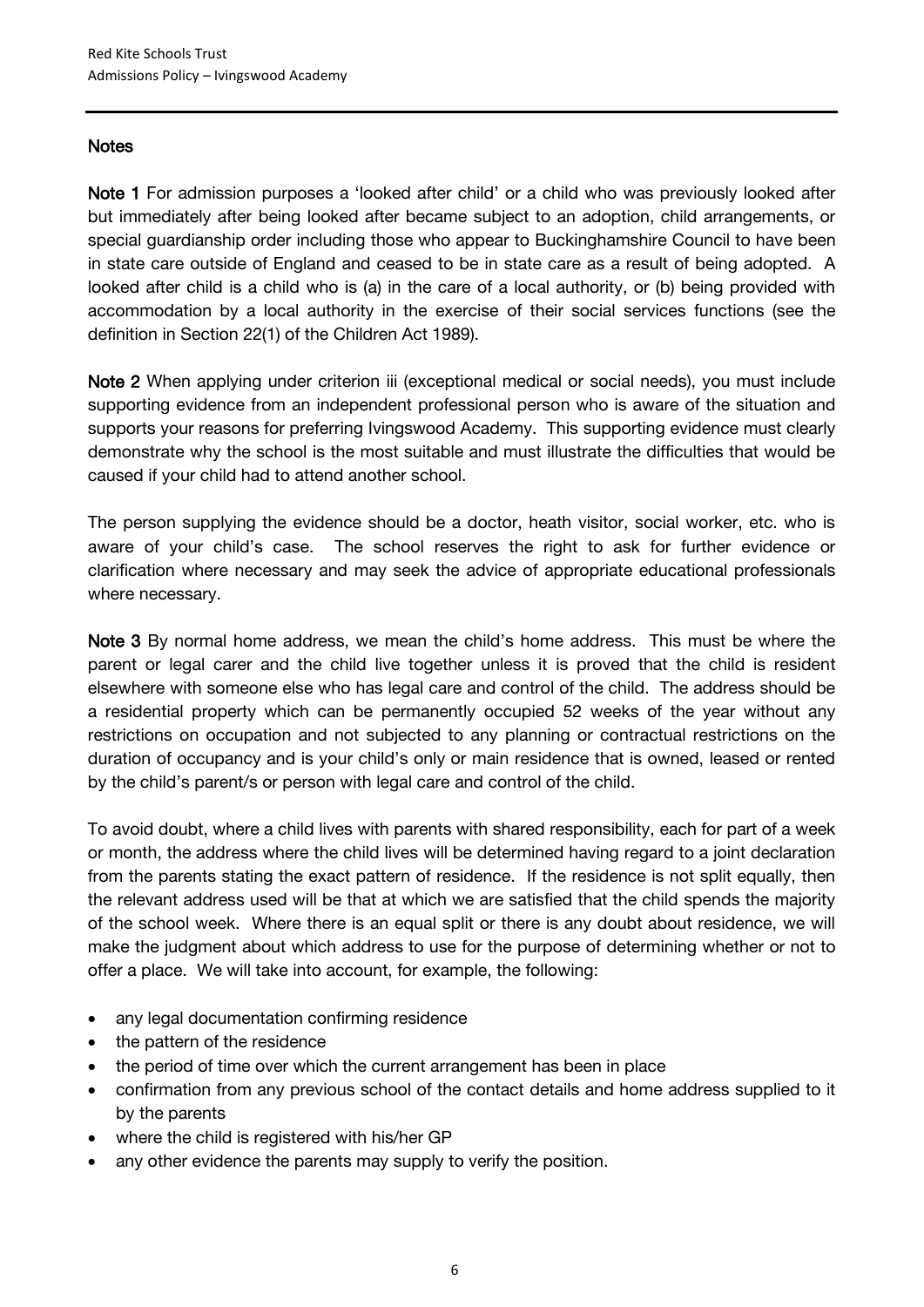## Notes

**Note 1** For admission purposes a 'looked after child' or a child who was previously looked after but immediately after being looked after became subject to an adoption, child arrangements, or special guardianship order including those who appear to Buckinghamshire Council to have been in state care outside of England and ceased to be in state care as a result of being adopted. A looked after child is a child who is (a) in the care of a local authority, or (b) being provided with accommodation by a local authority in the exercise of their social services functions (see the definition in Section 22(1) of the Children Act 1989).

**Note 2** When applying under criterion iii (exceptional medical or social needs), you must include supporting evidence from an independent professional person who is aware of the situation and supports your reasons for preferring Ivingswood Academy. This supporting evidence must clearly demonstrate why the school is the most suitable and must illustrate the difficulties that would be caused if your child had to attend another school.

The person supplying the evidence should be a doctor, heath visitor, social worker, etc. who is aware of your child's case. The school reserves the right to ask for further evidence or clarification where necessary and may seek the advice of appropriate educational professionals where necessary.

**Note 3** By normal home address, we mean the child's home address. This must be where the parent or legal carer and the child live together unless it is proved that the child is resident elsewhere with someone else who has legal care and control of the child. The address should be a residential property which can be permanently occupied 52 weeks of the year without any restrictions on occupation and not subjected to any planning or contractual restrictions on the duration of occupancy and is your child's only or main residence that is owned, leased or rented by the child's parent/s or person with legal care and control of the child.

To avoid doubt, where a child lives with parents with shared responsibility, each for part of a week or month, the address where the child lives will be determined having regard to a joint declaration from the parents stating the exact pattern of residence. If the residence is not split equally, then the relevant address used will be that at which we are satisfied that the child spends the majority of the school week. Where there is an equal split or there is any doubt about residence, we will make the judgment about which address to use for the purpose of determining whether or not to offer a place. We will take into account, for example, the following:

- any legal documentation confirming residence
- the pattern of the residence
- the period of time over which the current arrangement has been in place
- confirmation from any previous school of the contact details and home address supplied to it by the parents
- where the child is registered with his/her GP
- any other evidence the parents may supply to verify the position.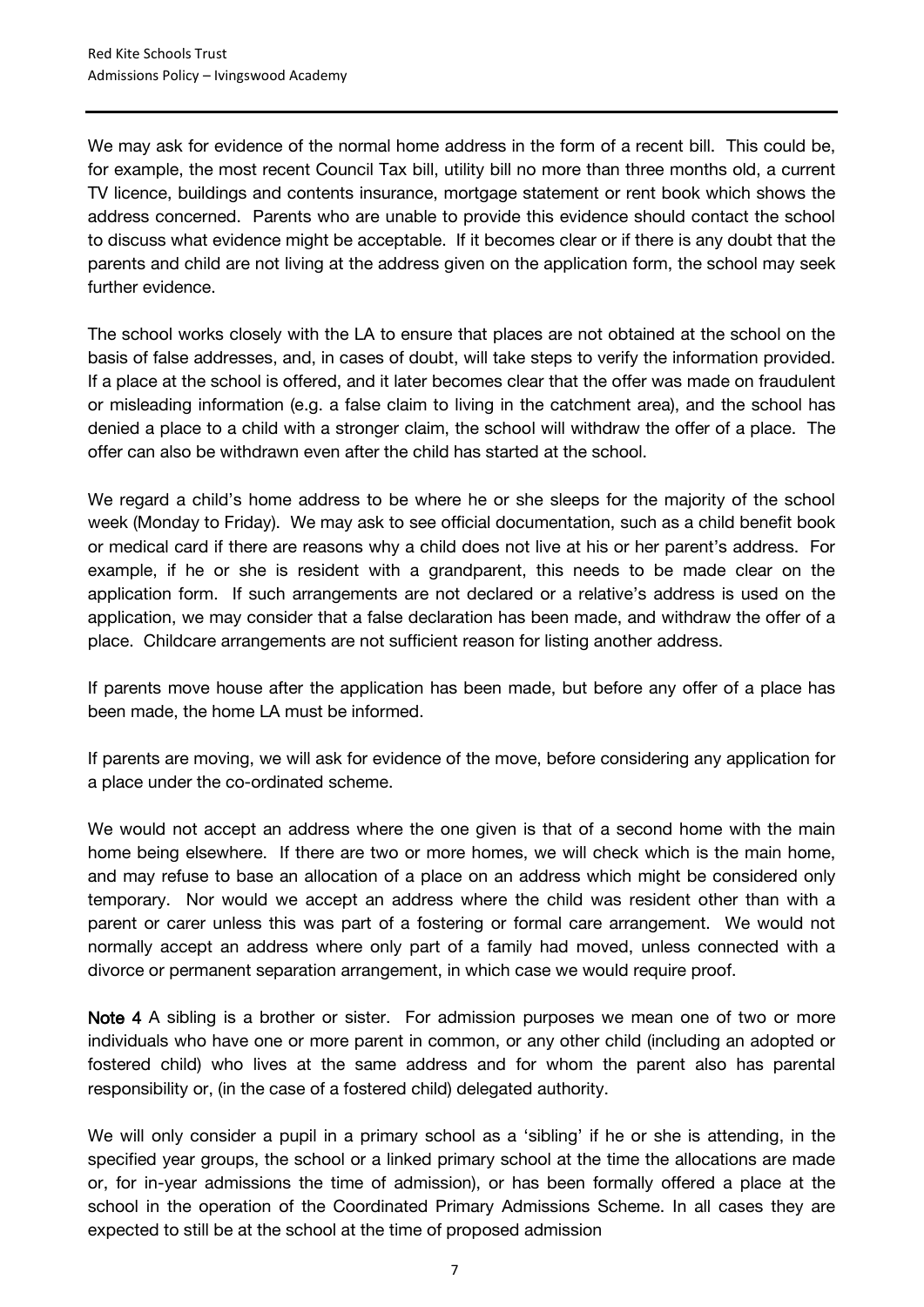We may ask for evidence of the normal home address in the form of a recent bill. This could be, for example, the most recent Council Tax bill, utility bill no more than three months old, a current TV licence, buildings and contents insurance, mortgage statement or rent book which shows the address concerned. Parents who are unable to provide this evidence should contact the school to discuss what evidence might be acceptable. If it becomes clear or if there is any doubt that the parents and child are not living at the address given on the application form, the school may seek further evidence.

The school works closely with the LA to ensure that places are not obtained at the school on the basis of false addresses, and, in cases of doubt, will take steps to verify the information provided. If a place at the school is offered, and it later becomes clear that the offer was made on fraudulent or misleading information (e.g. a false claim to living in the catchment area), and the school has denied a place to a child with a stronger claim, the school will withdraw the offer of a place. The offer can also be withdrawn even after the child has started at the school.

We regard a child's home address to be where he or she sleeps for the majority of the school week (Monday to Friday). We may ask to see official documentation, such as a child benefit book or medical card if there are reasons why a child does not live at his or her parent's address. For example, if he or she is resident with a grandparent, this needs to be made clear on the application form. If such arrangements are not declared or a relative's address is used on the application, we may consider that a false declaration has been made, and withdraw the offer of a place. Childcare arrangements are not sufficient reason for listing another address.

If parents move house after the application has been made, but before any offer of a place has been made, the home LA must be informed.

If parents are moving, we will ask for evidence of the move, before considering any application for a place under the co-ordinated scheme.

We would not accept an address where the one given is that of a second home with the main home being elsewhere. If there are two or more homes, we will check which is the main home, and may refuse to base an allocation of a place on an address which might be considered only temporary. Nor would we accept an address where the child was resident other than with a parent or carer unless this was part of a fostering or formal care arrangement. We would not normally accept an address where only part of a family had moved, unless connected with a divorce or permanent separation arrangement, in which case we would require proof.

**Note 4** A sibling is a brother or sister. For admission purposes we mean one of two or more individuals who have one or more parent in common, or any other child (including an adopted or fostered child) who lives at the same address and for whom the parent also has parental responsibility or, (in the case of a fostered child) delegated authority.

We will only consider a pupil in a primary school as a 'sibling' if he or she is attending, in the specified year groups, the school or a linked primary school at the time the allocations are made or, for in-year admissions the time of admission), or has been formally offered a place at the school in the operation of the Coordinated Primary Admissions Scheme. In all cases they are expected to still be at the school at the time of proposed admission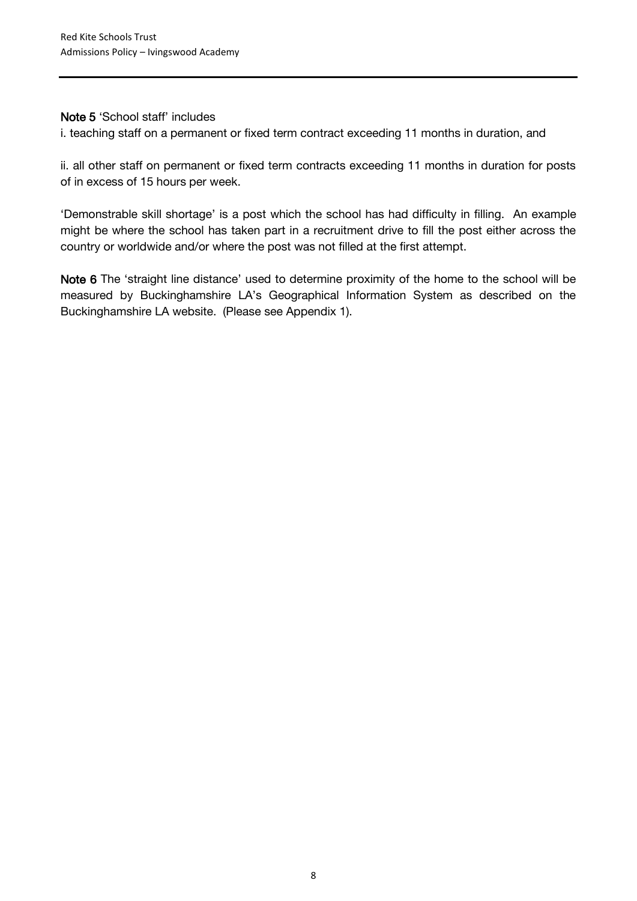**Note 5** 'School staff' includes

i. teaching staff on a permanent or fixed term contract exceeding 11 months in duration, and

ii. all other staff on permanent or fixed term contracts exceeding 11 months in duration for posts of in excess of 15 hours per week.

'Demonstrable skill shortage' is a post which the school has had difficulty in filling. An example might be where the school has taken part in a recruitment drive to fill the post either across the country or worldwide and/or where the post was not filled at the first attempt.

**Note 6** The 'straight line distance' used to determine proximity of the home to the school will be measured by Buckinghamshire LA's Geographical Information System as described on the Buckinghamshire LA website. (Please see Appendix 1).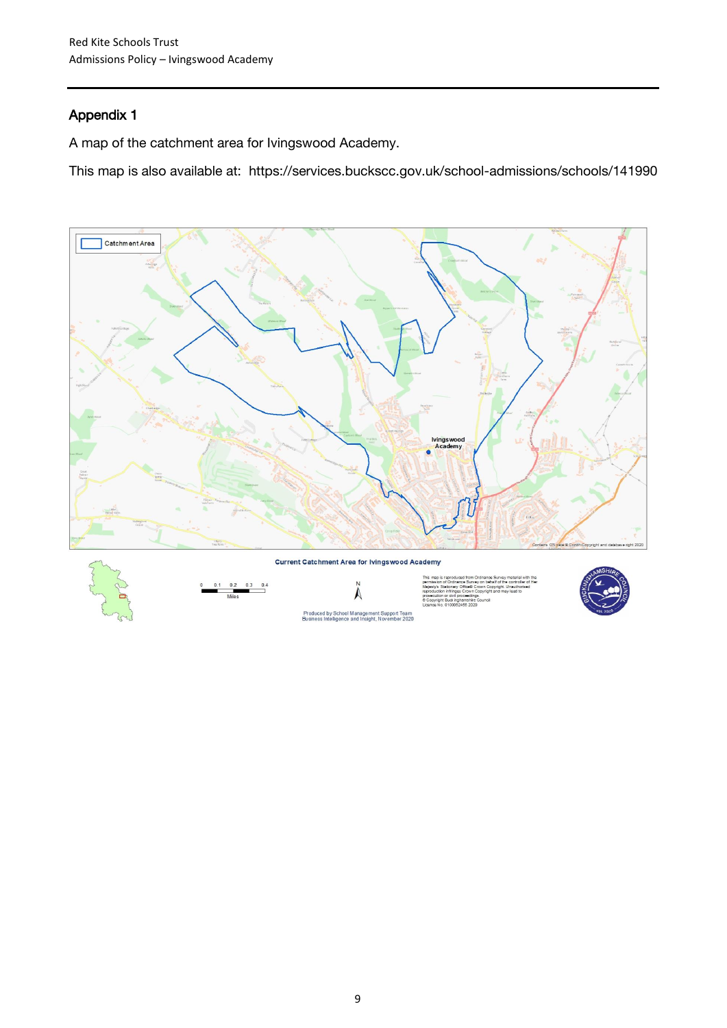## Appendix 1

A map of the catchment area for Ivingswood Academy.

This map is also available at: https://services.buckscc.gov.uk/school-admissions/schools/141990

Catchment Area

Ivingswood Academy

Current Catchment Area for Ivingswood Academy

0 0.1 0.2 0.3 0.4
Miles

N

Produced by School Management Support Team
Business Intelligence and Insight, November 2020

This map is reproduced from Ordnance Survey material with the permission of Ordnance Survey on behalf of the controller of Her Majesty's Stationery Office© Crown Copyright. Unauthorised reproduction infringes Crown Copyright and may lead to prosecution or civil proceedings.
© Copyright Buckinghamshire Council
Licence No. 0100062456 2020

Contains OS data © Crown Copyright and database right 2020